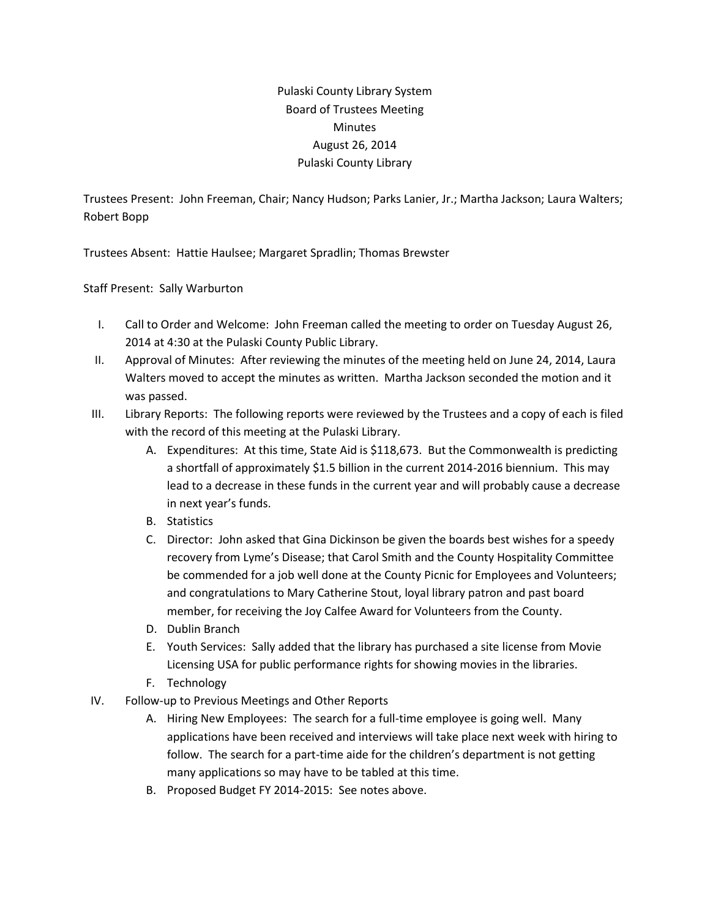Pulaski County Library System
Board of Trustees Meeting
Minutes
August 26, 2014
Pulaski County Library

Trustees Present: John Freeman, Chair; Nancy Hudson; Parks Lanier, Jr.; Martha Jackson; Laura Walters; Robert Bopp

Trustees Absent: Hattie Haulsee; Margaret Spradlin; Thomas Brewster

Staff Present: Sally Warburton

I. Call to Order and Welcome: John Freeman called the meeting to order on Tuesday August 26, 2014 at 4:30 at the Pulaski County Public Library.

II. Approval of Minutes: After reviewing the minutes of the meeting held on June 24, 2014, Laura Walters moved to accept the minutes as written. Martha Jackson seconded the motion and it was passed.

III. Library Reports: The following reports were reviewed by the Trustees and a copy of each is filed with the record of this meeting at the Pulaski Library.
   A. Expenditures: At this time, State Aid is $118,673. But the Commonwealth is predicting a shortfall of approximately $1.5 billion in the current 2014-2016 biennium. This may lead to a decrease in these funds in the current year and will probably cause a decrease in next year's funds.
   B. Statistics
   C. Director: John asked that Gina Dickinson be given the boards best wishes for a speedy recovery from Lyme's Disease; that Carol Smith and the County Hospitality Committee be commended for a job well done at the County Picnic for Employees and Volunteers; and congratulations to Mary Catherine Stout, loyal library patron and past board member, for receiving the Joy Calfee Award for Volunteers from the County.
   D. Dublin Branch
   E. Youth Services: Sally added that the library has purchased a site license from Movie Licensing USA for public performance rights for showing movies in the libraries.
   F. Technology

IV. Follow-up to Previous Meetings and Other Reports
   A. Hiring New Employees: The search for a full-time employee is going well. Many applications have been received and interviews will take place next week with hiring to follow. The search for a part-time aide for the children's department is not getting many applications so may have to be tabled at this time.
   B. Proposed Budget FY 2014-2015: See notes above.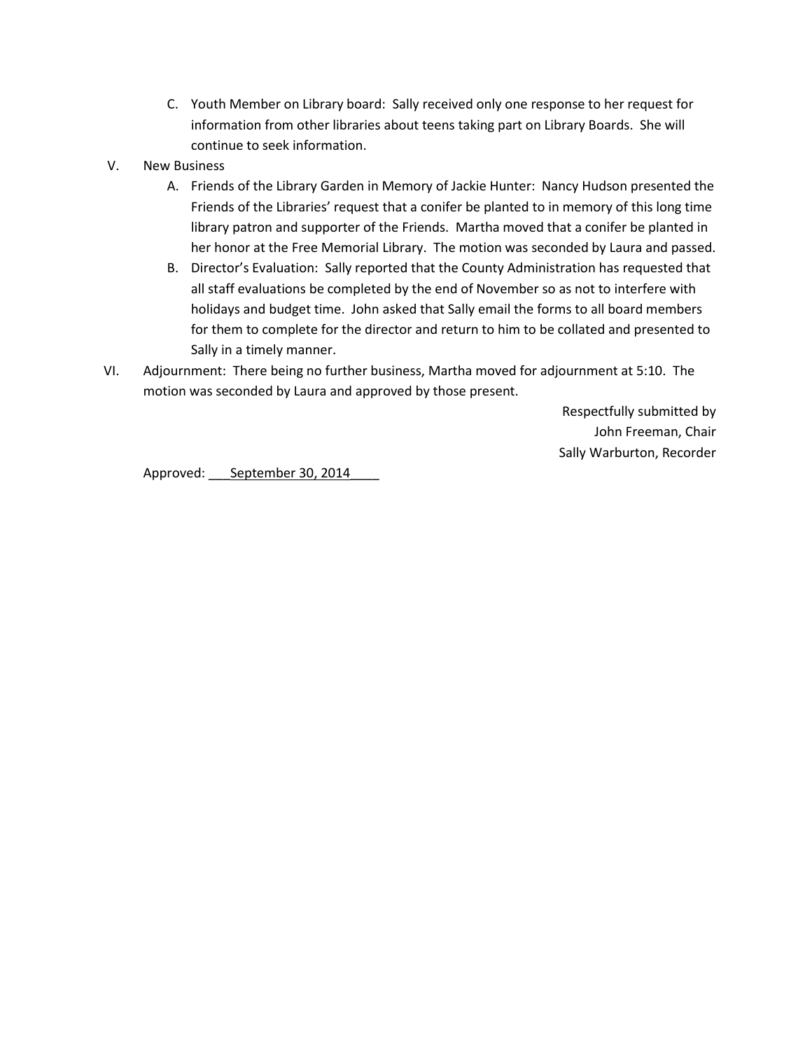C. Youth Member on Library board: Sally received only one response to her request for information from other libraries about teens taking part on Library Boards. She will continue to seek information.

V. New Business

A. Friends of the Library Garden in Memory of Jackie Hunter: Nancy Hudson presented the Friends of the Libraries' request that a conifer be planted to in memory of this long time library patron and supporter of the Friends. Martha moved that a conifer be planted in her honor at the Free Memorial Library. The motion was seconded by Laura and passed.

B. Director's Evaluation: Sally reported that the County Administration has requested that all staff evaluations be completed by the end of November so as not to interfere with holidays and budget time. John asked that Sally email the forms to all board members for them to complete for the director and return to him to be collated and presented to Sally in a timely manner.

VI. Adjournment: There being no further business, Martha moved for adjournment at 5:10. The motion was seconded by Laura and approved by those present.

Respectfully submitted by
John Freeman, Chair
Sally Warburton, Recorder

Approved: ___September 30, 2014____